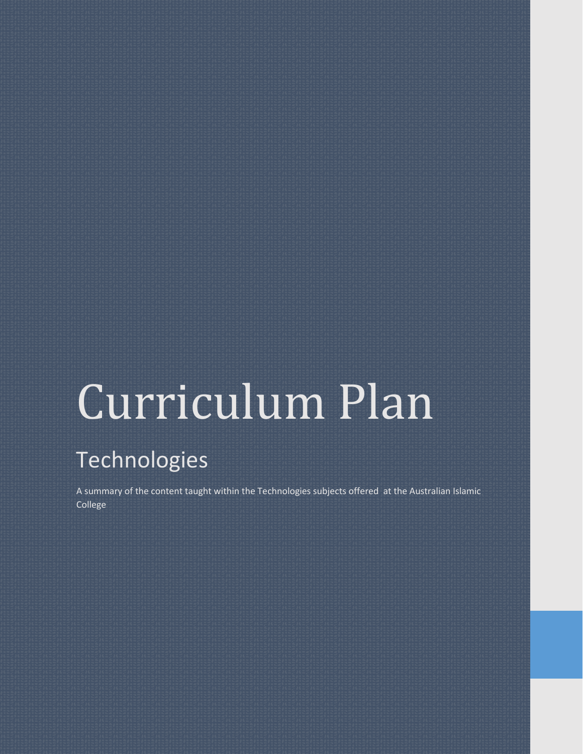# Curriculum Plan

## Technologies

A summary of the content taught within the Technologies subjects offered at the Australian Islamic College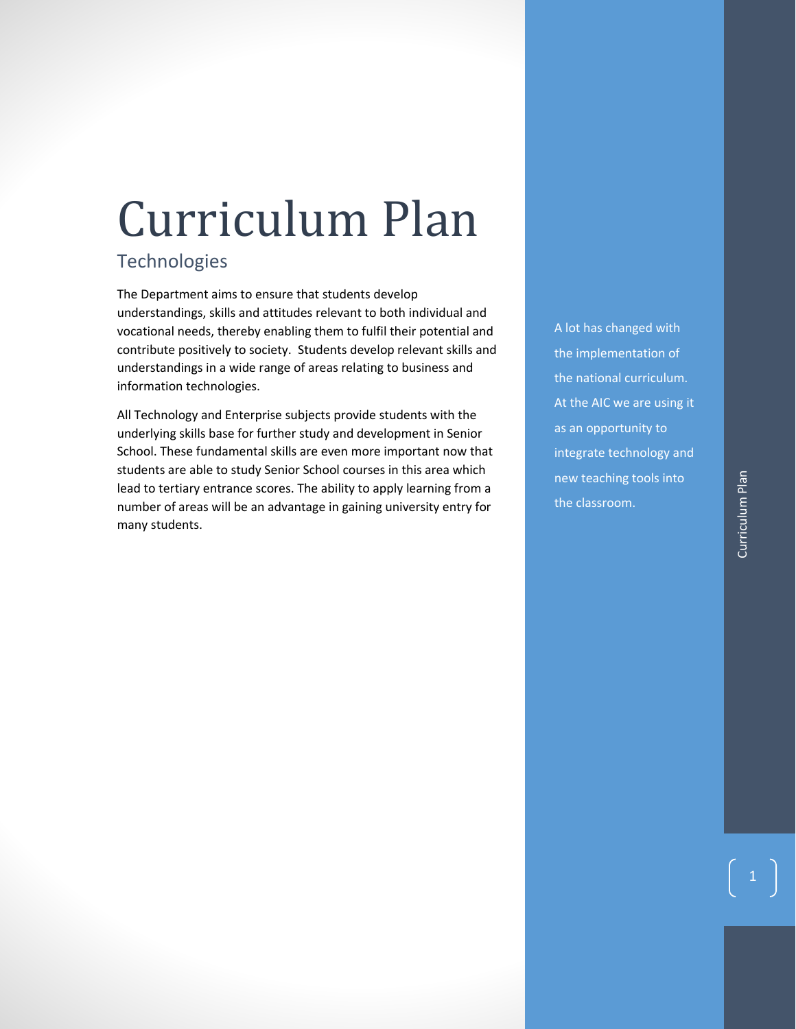# Curriculum Plan

## Technologies

The Department aims to ensure that students develop understandings, skills and attitudes relevant to both individual and vocational needs, thereby enabling them to fulfil their potential and contribute positively to society. Students develop relevant skills and understandings in a wide range of areas relating to business and information technologies.

All Technology and Enterprise subjects provide students with the underlying skills base for further study and development in Senior School. These fundamental skills are even more important now that students are able to study Senior School courses in this area which lead to tertiary entrance scores. The ability to apply learning from a number of areas will be an advantage in gaining university entry for many students.

A lot has changed with the implementation of the national curriculum. At the AIC we are using it as an opportunity to integrate technology and new teaching tools into the classroom.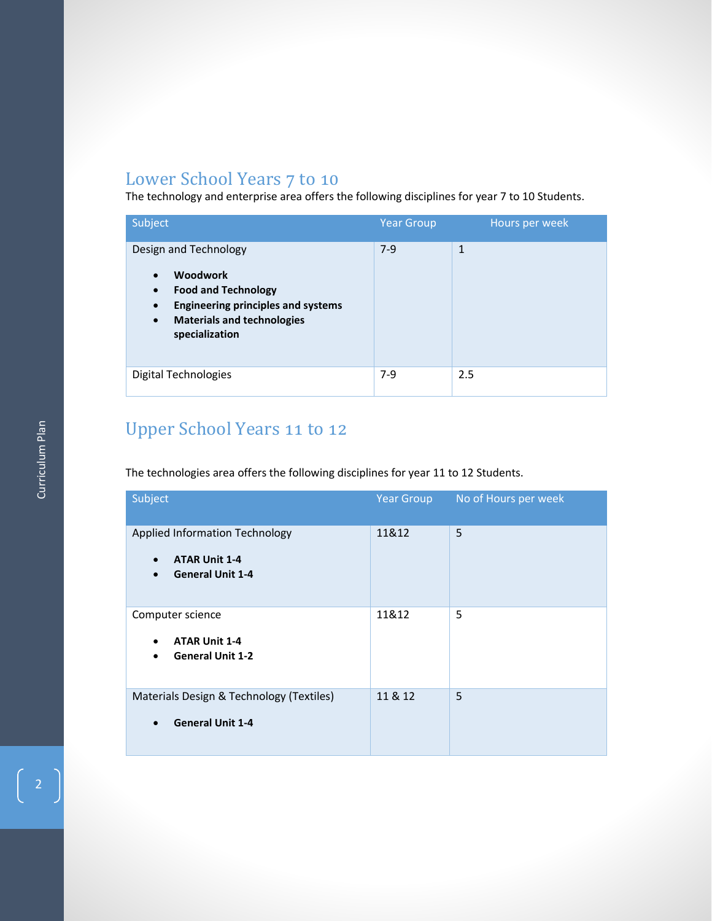## Lower School Years 7 to 10

The technology and enterprise area offers the following disciplines for year 7 to 10 Students.

| Subject | Year Group | Hours per week |
|---|---|---|
| Design and Technology<br>• **Woodwork**<br>• **Food and Technology**<br>• **Engineering principles and systems**<br>• **Materials and technologies specialization** | 7-9 | 1 |
| Digital Technologies | 7-9 | 2.5 |

## Upper School Years 11 to 12

The technologies area offers the following disciplines for year 11 to 12 Students.

| Subject | Year Group | No of Hours per week |
|---|---|---|
| Applied Information Technology<br>• **ATAR Unit 1-4**<br>• **General Unit 1-4** | 11&12 | 5 |
| Computer science<br>• **ATAR Unit 1-4**<br>• **General Unit 1-2** | 11&12 | 5 |
| Materials Design & Technology (Textiles)<br>• **General Unit 1-4** | 11 & 12 | 5 |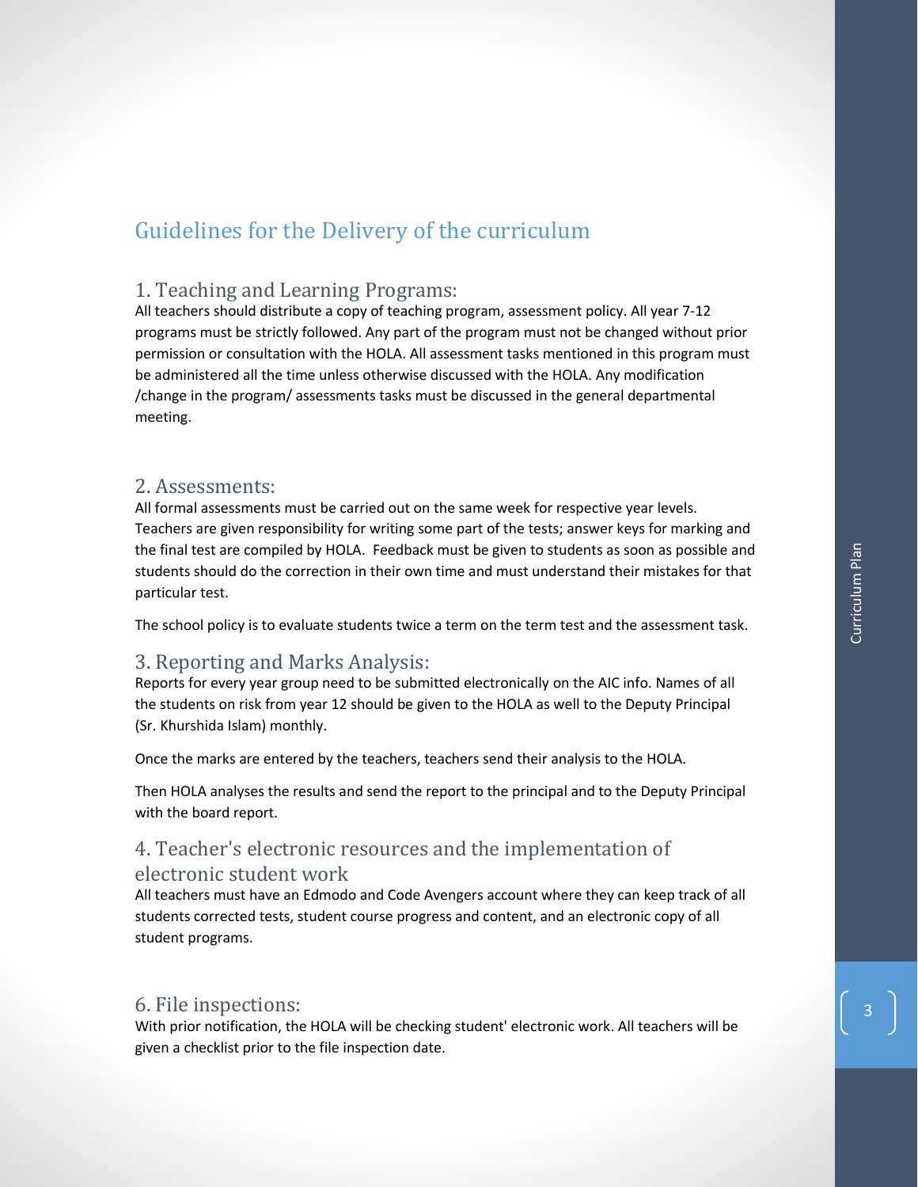# Guidelines for the Delivery of the curriculum

## 1. Teaching and Learning Programs:

All teachers should distribute a copy of teaching program, assessment policy. All year 7-12 programs must be strictly followed. Any part of the program must not be changed without prior permission or consultation with the HOLA. All assessment tasks mentioned in this program must be administered all the time unless otherwise discussed with the HOLA. Any modification /change in the program/ assessments tasks must be discussed in the general departmental meeting.

## 2. Assessments:

All formal assessments must be carried out on the same week for respective year levels. Teachers are given responsibility for writing some part of the tests; answer keys for marking and the final test are compiled by HOLA. Feedback must be given to students as soon as possible and students should do the correction in their own time and must understand their mistakes for that particular test.

The school policy is to evaluate students twice a term on the term test and the assessment task.

## 3. Reporting and Marks Analysis:

Reports for every year group need to be submitted electronically on the AIC info. Names of all the students on risk from year 12 should be given to the HOLA as well to the Deputy Principal (Sr. Khurshida Islam) monthly.

Once the marks are entered by the teachers, teachers send their analysis to the HOLA.

Then HOLA analyses the results and send the report to the principal and to the Deputy Principal with the board report.

## 4. Teacher's electronic resources and the implementation of electronic student work

All teachers must have an Edmodo and Code Avengers account where they can keep track of all students corrected tests, student course progress and content, and an electronic copy of all student programs.

## 6. File inspections:

With prior notification, the HOLA will be checking student' electronic work. All teachers will be given a checklist prior to the file inspection date.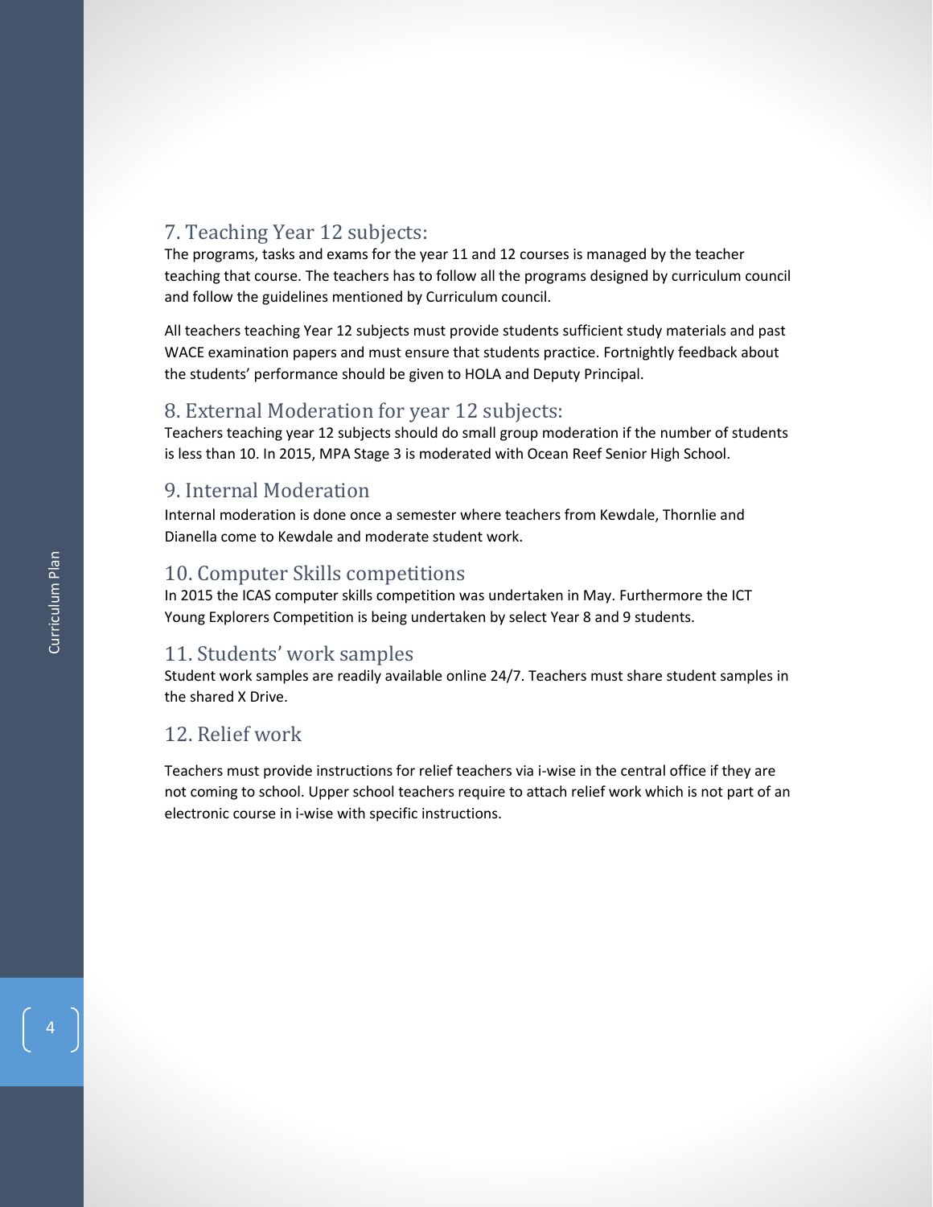## 7. Teaching Year 12 subjects:

The programs, tasks and exams for the year 11 and 12 courses is managed by the teacher teaching that course. The teachers has to follow all the programs designed by curriculum council and follow the guidelines mentioned by Curriculum council.

All teachers teaching Year 12 subjects must provide students sufficient study materials and past WACE examination papers and must ensure that students practice. Fortnightly feedback about the students' performance should be given to HOLA and Deputy Principal.

## 8. External Moderation for year 12 subjects:

Teachers teaching year 12 subjects should do small group moderation if the number of students is less than 10. In 2015, MPA Stage 3 is moderated with Ocean Reef Senior High School.

## 9. Internal Moderation

Internal moderation is done once a semester where teachers from Kewdale, Thornlie and Dianella come to Kewdale and moderate student work.

## 10. Computer Skills competitions

In 2015 the ICAS computer skills competition was undertaken in May. Furthermore the ICT Young Explorers Competition is being undertaken by select Year 8 and 9 students.

## 11. Students' work samples

Student work samples are readily available online 24/7. Teachers must share student samples in the shared X Drive.

## 12. Relief work

Teachers must provide instructions for relief teachers via i-wise in the central office if they are not coming to school. Upper school teachers require to attach relief work which is not part of an electronic course in i-wise with specific instructions.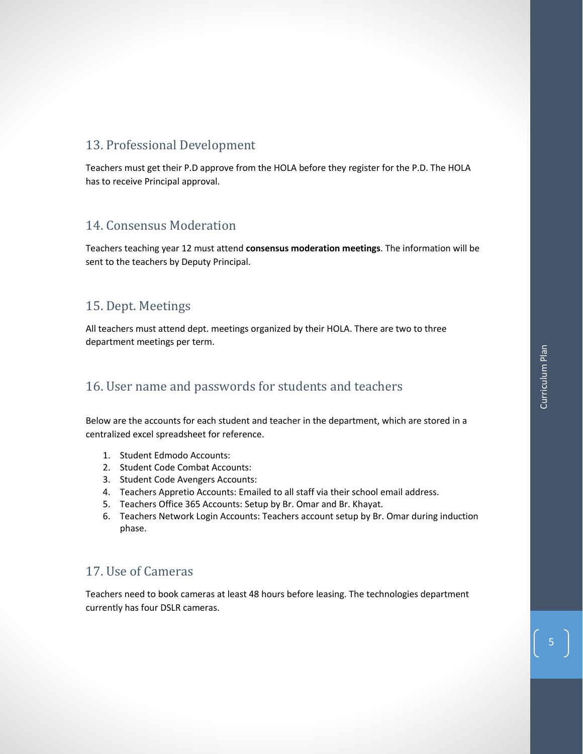## 13. Professional Development

Teachers must get their P.D approve from the HOLA before they register for the P.D. The HOLA has to receive Principal approval.

## 14. Consensus Moderation

Teachers teaching year 12 must attend **consensus moderation meetings**. The information will be sent to the teachers by Deputy Principal.

## 15. Dept. Meetings

All teachers must attend dept. meetings organized by their HOLA. There are two to three department meetings per term.

## 16. User name and passwords for students and teachers

Below are the accounts for each student and teacher in the department, which are stored in a centralized excel spreadsheet for reference.

1. Student Edmodo Accounts:
2. Student Code Combat Accounts:
3. Student Code Avengers Accounts:
4. Teachers Appretio Accounts: Emailed to all staff via their school email address.
5. Teachers Office 365 Accounts: Setup by Br. Omar and Br. Khayat.
6. Teachers Network Login Accounts: Teachers account setup by Br. Omar during induction phase.

## 17. Use of Cameras

Teachers need to book cameras at least 48 hours before leasing. The technologies department currently has four DSLR cameras.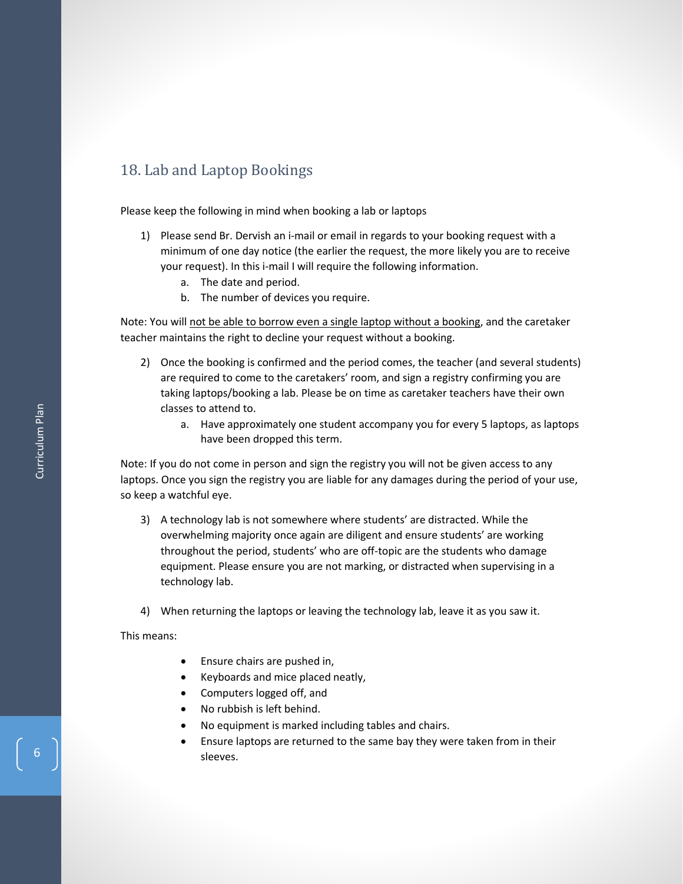## 18. Lab and Laptop Bookings

Please keep the following in mind when booking a lab or laptops

1) Please send Br. Dervish an i-mail or email in regards to your booking request with a minimum of one day notice (the earlier the request, the more likely you are to receive your request). In this i-mail I will require the following information.
   a. The date and period.
   b. The number of devices you require.

Note: You will <u>not be able to borrow even a single laptop without a booking</u>, and the caretaker teacher maintains the right to decline your request without a booking.

2) Once the booking is confirmed and the period comes, the teacher (and several students) are required to come to the caretakers' room, and sign a registry confirming you are taking laptops/booking a lab. Please be on time as caretaker teachers have their own classes to attend to.
   a. Have approximately one student accompany you for every 5 laptops, as laptops have been dropped this term.

Note: If you do not come in person and sign the registry you will not be given access to any laptops. Once you sign the registry you are liable for any damages during the period of your use, so keep a watchful eye.

3) A technology lab is not somewhere where students' are distracted. While the overwhelming majority once again are diligent and ensure students' are working throughout the period, students' who are off-topic are the students who damage equipment. Please ensure you are not marking, or distracted when supervising in a technology lab.

4) When returning the laptops or leaving the technology lab, leave it as you saw it.

This means:

- Ensure chairs are pushed in,
- Keyboards and mice placed neatly,
- Computers logged off, and
- No rubbish is left behind.
- No equipment is marked including tables and chairs.
- Ensure laptops are returned to the same bay they were taken from in their sleeves.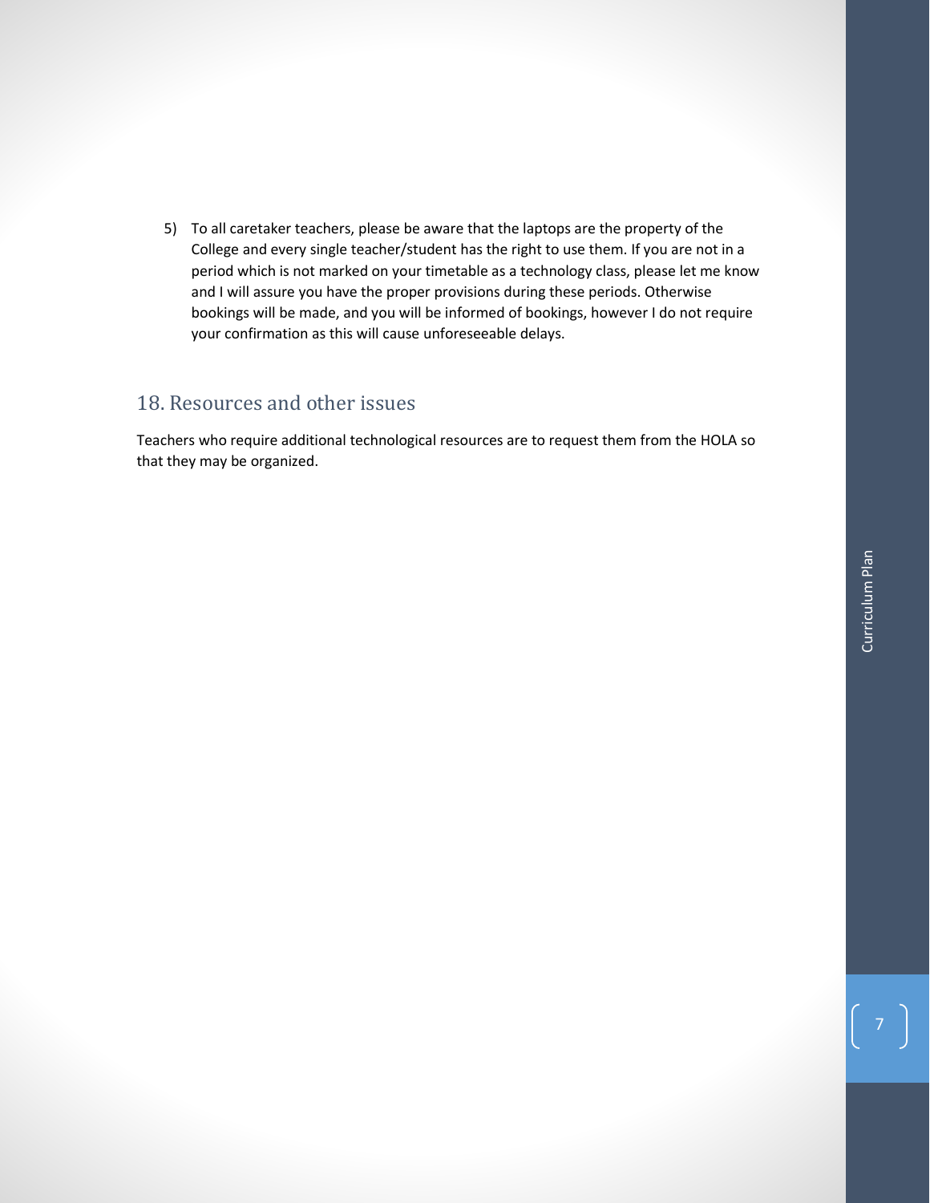5) To all caretaker teachers, please be aware that the laptops are the property of the College and every single teacher/student has the right to use them. If you are not in a period which is not marked on your timetable as a technology class, please let me know and I will assure you have the proper provisions during these periods. Otherwise bookings will be made, and you will be informed of bookings, however I do not require your confirmation as this will cause unforeseeable delays.

## 18. Resources and other issues

Teachers who require additional technological resources are to request them from the HOLA so that they may be organized.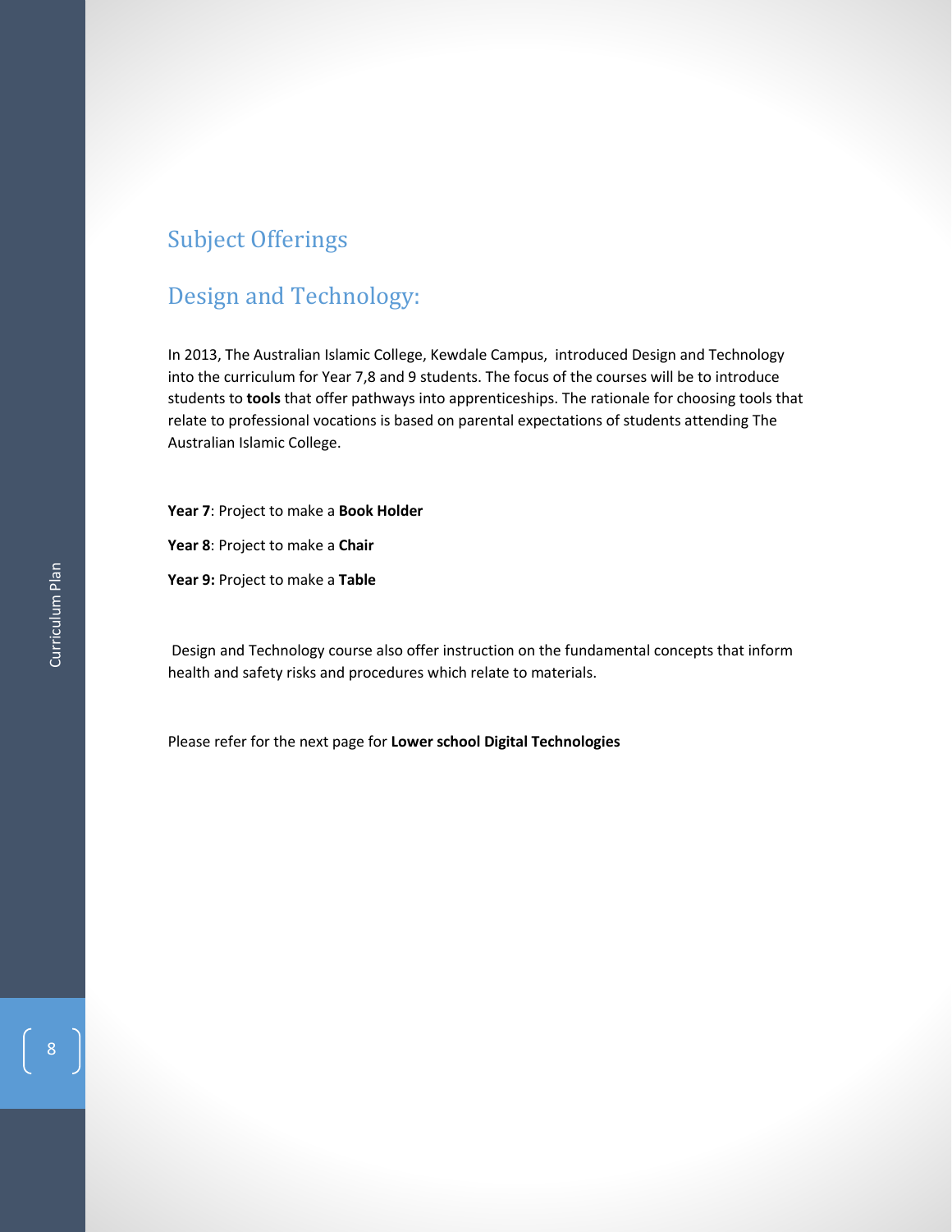## Subject Offerings

## Design and Technology:

In 2013, The Australian Islamic College, Kewdale Campus, introduced Design and Technology into the curriculum for Year 7,8 and 9 students. The focus of the courses will be to introduce students to **tools** that offer pathways into apprenticeships. The rationale for choosing tools that relate to professional vocations is based on parental expectations of students attending The Australian Islamic College.

**Year 7**: Project to make a **Book Holder**

**Year 8**: Project to make a **Chair**

**Year 9:** Project to make a **Table**

Design and Technology course also offer instruction on the fundamental concepts that inform health and safety risks and procedures which relate to materials.

Please refer for the next page for **Lower school Digital Technologies**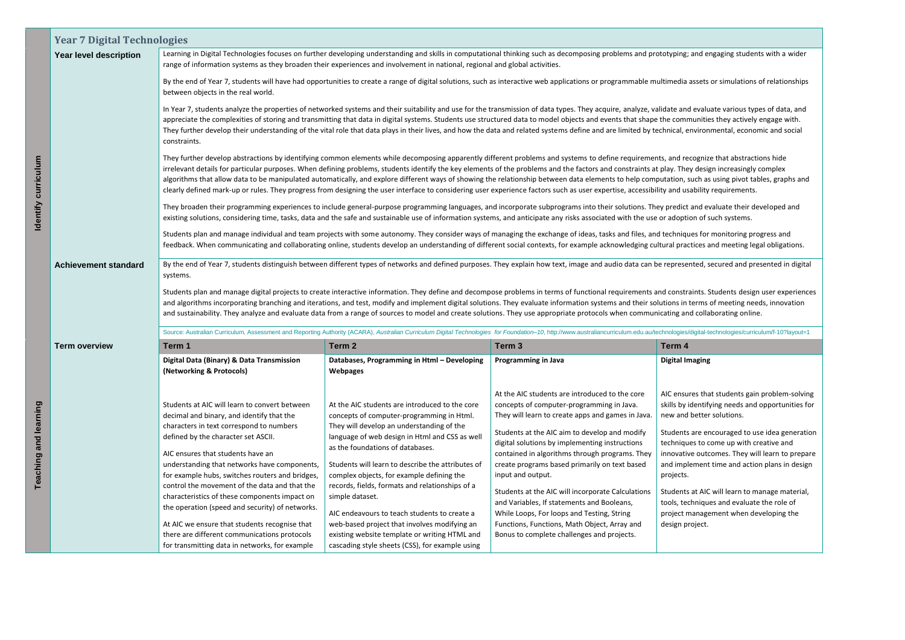## Year 7 Digital Technologies

**Identify curriculum**

### Year level description

Learning in Digital Technologies focuses on further developing understanding and skills in computational thinking such as decomposing problems and prototyping; and engaging students with a wider range of information systems as they broaden their experiences and involvement in national, regional and global activities.

By the end of Year 7, students will have had opportunities to create a range of digital solutions, such as interactive web applications or programmable multimedia assets or simulations of relationships between objects in the real world.

In Year 7, students analyze the properties of networked systems and their suitability and use for the transmission of data types. They acquire, analyze, validate and evaluate various types of data, and appreciate the complexities of storing and transmitting that data in digital systems. Students use structured data to model objects and events that shape the communities they actively engage with. They further develop their understanding of the vital role that data plays in their lives, and how the data and related systems define and are limited by technical, environmental, economic and social constraints.

They further develop abstractions by identifying common elements while decomposing apparently different problems and systems to define requirements, and recognize that abstractions hide irrelevant details for particular purposes. When defining problems, students identify the key elements of the problems and the factors and constraints at play. They design increasingly complex algorithms that allow data to be manipulated automatically, and explore different ways of showing the relationship between data elements to help computation, such as using pivot tables, graphs and clearly defined mark-up or rules. They progress from designing the user interface to considering user experience factors such as user expertise, accessibility and usability requirements.

They broaden their programming experiences to include general-purpose programming languages, and incorporate subprograms into their solutions. They predict and evaluate their developed and existing solutions, considering time, tasks, data and the safe and sustainable use of information systems, and anticipate any risks associated with the use or adoption of such systems.

Students plan and manage individual and team projects with some autonomy. They consider ways of managing the exchange of ideas, tasks and files, and techniques for monitoring progress and feedback. When communicating and collaborating online, students develop an understanding of different social contexts, for example acknowledging cultural practices and meeting legal obligations.

### Achievement standard

By the end of Year 7, students distinguish between different types of networks and defined purposes. They explain how text, image and audio data can be represented, secured and presented in digital systems.

Students plan and manage digital projects to create interactive information. They define and decompose problems in terms of functional requirements and constraints. Students design user experiences and algorithms incorporating branching and iterations, and test, modify and implement digital solutions. They evaluate information systems and their solutions in terms of meeting needs, innovation and sustainability. They analyze and evaluate data from a range of sources to model and create solutions. They use appropriate protocols when communicating and collaborating online.

Source: Australian Curriculum, Assessment and Reporting Authority (ACARA), *Australian Curriculum Digital Technologies for Foundation–10*, http://www.australiancurriculum.edu.au/technologies/digital-technologies/curriculum/f-10?layout=1

**Teaching and learning**

### Term overview

| Term 1 | Term 2 | Term 3 | Term 4 |
|---|---|---|---|
| **Digital Data (Binary) & Data Transmission (Networking & Protocols)** | **Databases, Programming in Html – Developing Webpages** | **Programming in Java** | **Digital Imaging** |
| Students at AIC will learn to convert between decimal and binary, and identify that the characters in text correspond to numbers defined by the character set ASCII.<br><br>AIC ensures that students have an understanding that networks have components, for example hubs, switches routers and bridges, control the movement of the data and that the characteristics of these components impact on the operation (speed and security) of networks.<br><br>At AIC we ensure that students recognise that there are different communications protocols for transmitting data in networks, for example | At the AIC students are introduced to the core concepts of computer-programming in Html. They will develop an understanding of the language of web design in Html and CSS as well as the foundations of databases.<br><br>Students will learn to describe the attributes of complex objects, for example defining the records, fields, formats and relationships of a simple dataset.<br><br>AIC endeavours to teach students to create a web-based project that involves modifying an existing website template or writing HTML and cascading style sheets (CSS), for example using | At the AIC students are introduced to the core concepts of computer-programming in Java. They will learn to create apps and games in Java.<br><br>Students at the AIC aim to develop and modify digital solutions by implementing instructions contained in algorithms through programs. They create programs based primarily on text based input and output.<br><br>Students at the AIC will incorporate Calculations and Variables, If statements and Booleans, While Loops, For loops and Testing, String Functions, Functions, Math Object, Array and Bonus to complete challenges and projects. | AIC ensures that students gain problem-solving skills by identifying needs and opportunities for new and better solutions.<br><br>Students are encouraged to use idea generation techniques to come up with creative and innovative outcomes. They will learn to prepare and implement time and action plans in design projects.<br><br>Students at AIC will learn to manage material, tools, techniques and evaluate the role of project management when developing the design project. |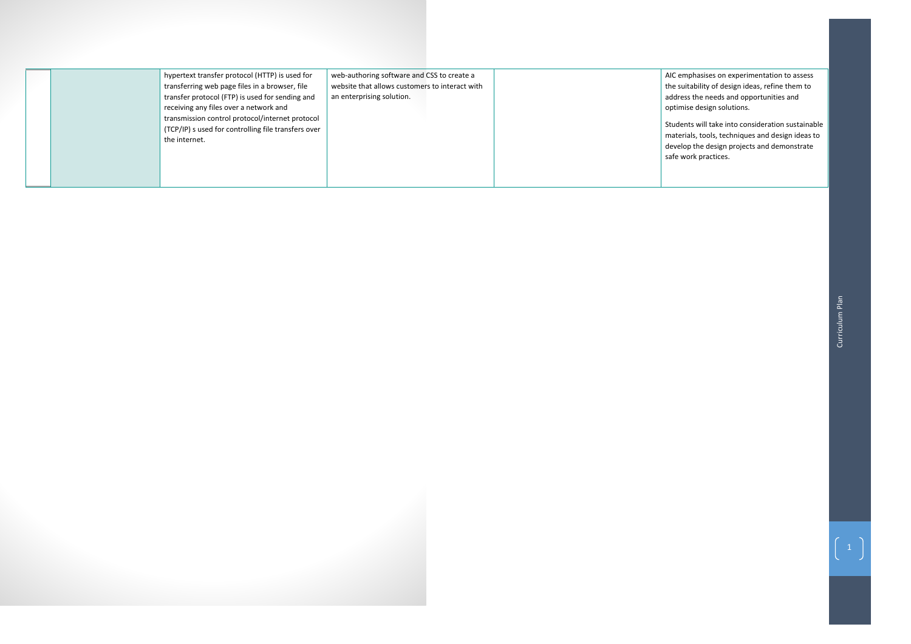|  |  |  |  |  |  |
|---|---|---|---|---|---|
|  |  | hypertext transfer protocol (HTTP) is used for transferring web page files in a browser, file transfer protocol (FTP) is used for sending and receiving any files over a network and transmission control protocol/internet protocol (TCP/IP) s used for controlling file transfers over the internet. | web-authoring software and CSS to create a website that allows customers to interact with an enterprising solution. |  | AIC emphasises on experimentation to assess the suitability of design ideas, refine them to address the needs and opportunities and optimise design solutions.<br><br>Students will take into consideration sustainable materials, tools, techniques and design ideas to develop the design projects and demonstrate safe work practices. |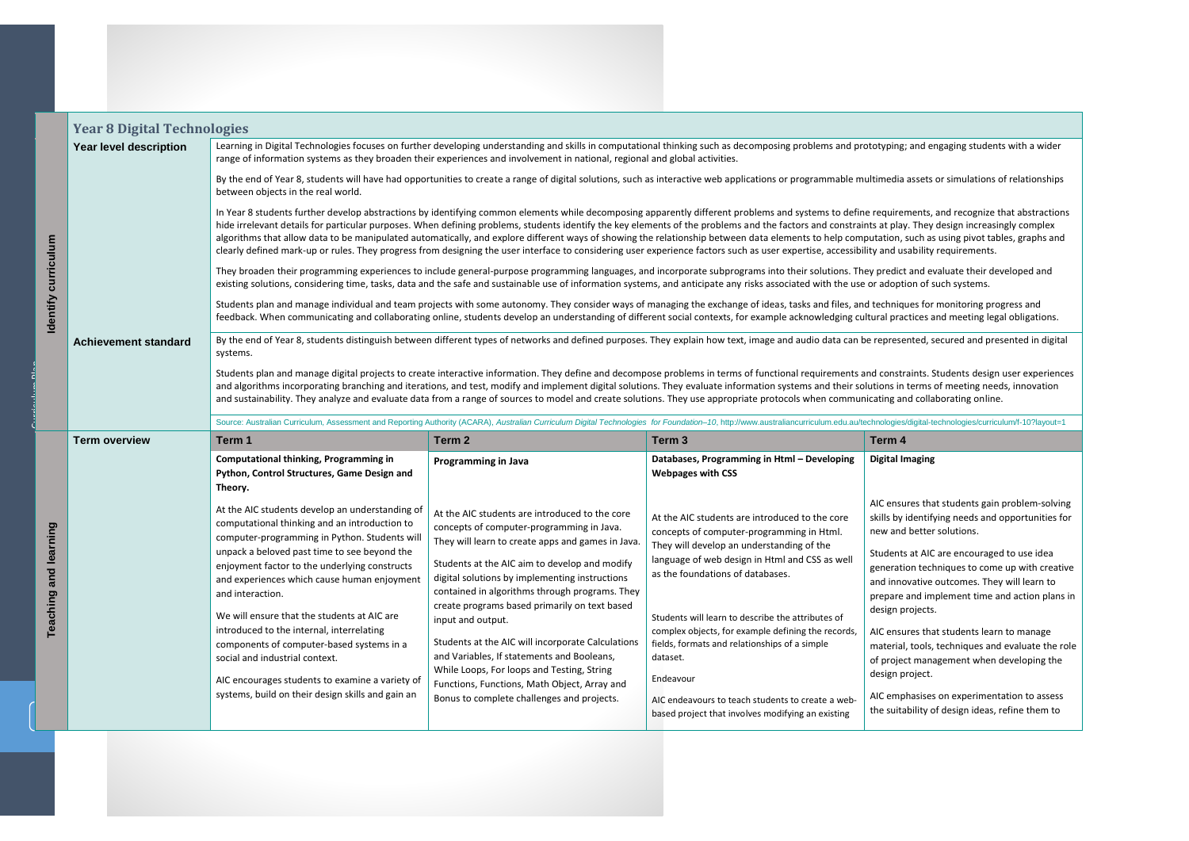## Year 8 Digital Technologies

| | | | | | |
|---|---|---|---|---|---|
| **Identify curriculum** | **Year level description** | Learning in Digital Technologies focuses on further developing understanding and skills in computational thinking such as decomposing problems and prototyping; and engaging students with a wider range of information systems as they broaden their experiences and involvement in national, regional and global activities.<br><br>By the end of Year 8, students will have had opportunities to create a range of digital solutions, such as interactive web applications or programmable multimedia assets or simulations of relationships between objects in the real world.<br><br>In Year 8 students further develop abstractions by identifying common elements while decomposing apparently different problems and systems to define requirements, and recognize that abstractions hide irrelevant details for particular purposes. When defining problems, students identify the key elements of the problems and the factors and constraints at play. They design increasingly complex algorithms that allow data to be manipulated automatically, and explore different ways of showing the relationship between data elements to help computation, such as using pivot tables, graphs and clearly defined mark-up or rules. They progress from designing the user interface to considering user experience factors such as user expertise, accessibility and usability requirements.<br><br>They broaden their programming experiences to include general-purpose programming languages, and incorporate subprograms into their solutions. They predict and evaluate their developed and existing solutions, considering time, tasks, data and the safe and sustainable use of information systems, and anticipate any risks associated with the use or adoption of such systems.<br><br>Students plan and manage individual and team projects with some autonomy. They consider ways of managing the exchange of ideas, tasks and files, and techniques for monitoring progress and feedback. When communicating and collaborating online, students develop an understanding of different social contexts, for example acknowledging cultural practices and meeting legal obligations. | | | |
| | **Achievement standard** | By the end of Year 8, students distinguish between different types of networks and defined purposes. They explain how text, image and audio data can be represented, secured and presented in digital systems.<br><br>Students plan and manage digital projects to create interactive information. They define and decompose problems in terms of functional requirements and constraints. Students design user experiences and algorithms incorporating branching and iterations, and test, modify and implement digital solutions. They evaluate information systems and their solutions in terms of meeting needs, innovation and sustainability. They analyze and evaluate data from a range of sources to model and create solutions. They use appropriate protocols when communicating and collaborating online.<br><br>Source: Australian Curriculum, Assessment and Reporting Authority (ACARA), *Australian Curriculum Digital Technologies for Foundation–10*, http://www.australiancurriculum.edu.au/technologies/digital-technologies/curriculum/f-10?layout=1 | | | |
| **Teaching and learning** | **Term overview** | **Term 1** | **Term 2** | **Term 3** | **Term 4** |
| | | **Computational thinking, Programming in Python, Control Structures, Game Design and Theory.**<br><br>At the AIC students develop an understanding of computational thinking and an introduction to computer-programming in Python. Students will unpack a beloved past time to see beyond the enjoyment factor to the underlying constructs and experiences which cause human enjoyment and interaction.<br><br>We will ensure that the students at AIC are introduced to the internal, interrelating components of computer-based systems in a social and industrial context.<br><br>AIC encourages students to examine a variety of systems, build on their design skills and gain an | **Programming in Java**<br><br>At the AIC students are introduced to the core concepts of computer-programming in Java. They will learn to create apps and games in Java.<br><br>Students at the AIC aim to develop and modify digital solutions by implementing instructions contained in algorithms through programs. They create programs based primarily on text based input and output.<br><br>Students at the AIC will incorporate Calculations and Variables, If statements and Booleans, While Loops, For loops and Testing, String Functions, Functions, Math Object, Array and Bonus to complete challenges and projects. | **Databases, Programming in Html – Developing Webpages with CSS**<br><br>At the AIC students are introduced to the core concepts of computer-programming in Html. They will develop an understanding of the language of web design in Html and CSS as well as the foundations of databases.<br><br>Students will learn to describe the attributes of complex objects, for example defining the records, fields, formats and relationships of a simple dataset.<br><br>Endeavour<br><br>AIC endeavours to teach students to create a web-based project that involves modifying an existing | **Digital Imaging**<br><br>AIC ensures that students gain problem-solving skills by identifying needs and opportunities for new and better solutions.<br><br>Students at AIC are encouraged to use idea generation techniques to come up with creative and innovative outcomes. They will learn to prepare and implement time and action plans in design projects.<br><br>AIC ensures that students learn to manage material, tools, techniques and evaluate the role of project management when developing the design project.<br><br>AIC emphasises on experimentation to assess the suitability of design ideas, refine them to |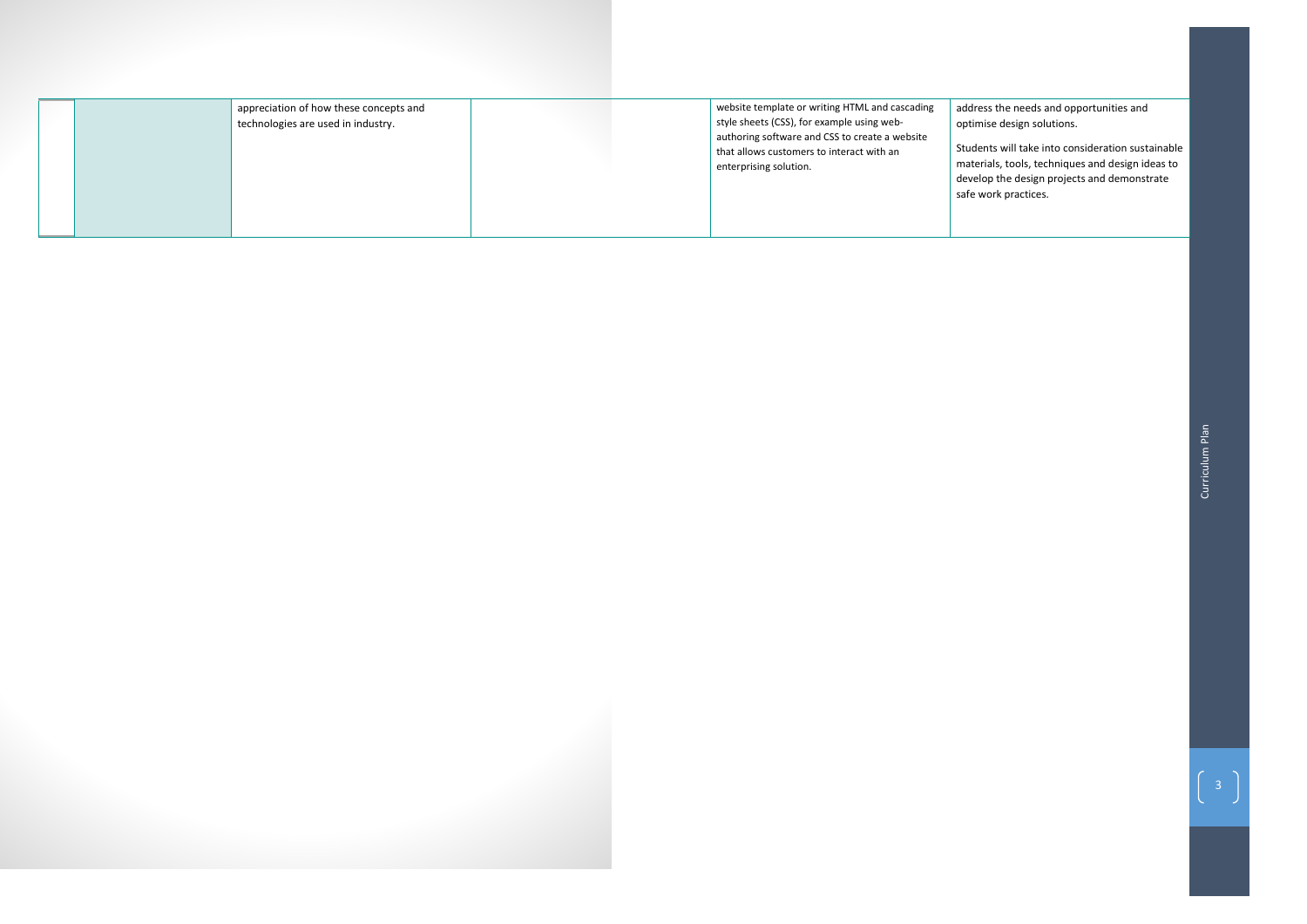|  |  | appreciation of how these concepts and technologies are used in industry. |  | website template or writing HTML and cascading style sheets (CSS), for example using web-authoring software and CSS to create a website that allows customers to interact with an enterprising solution. | address the needs and opportunities and optimise design solutions.<br><br>Students will take into consideration sustainable materials, tools, techniques and design ideas to develop the design projects and demonstrate safe work practices. |
|---|---|---|---|---|---|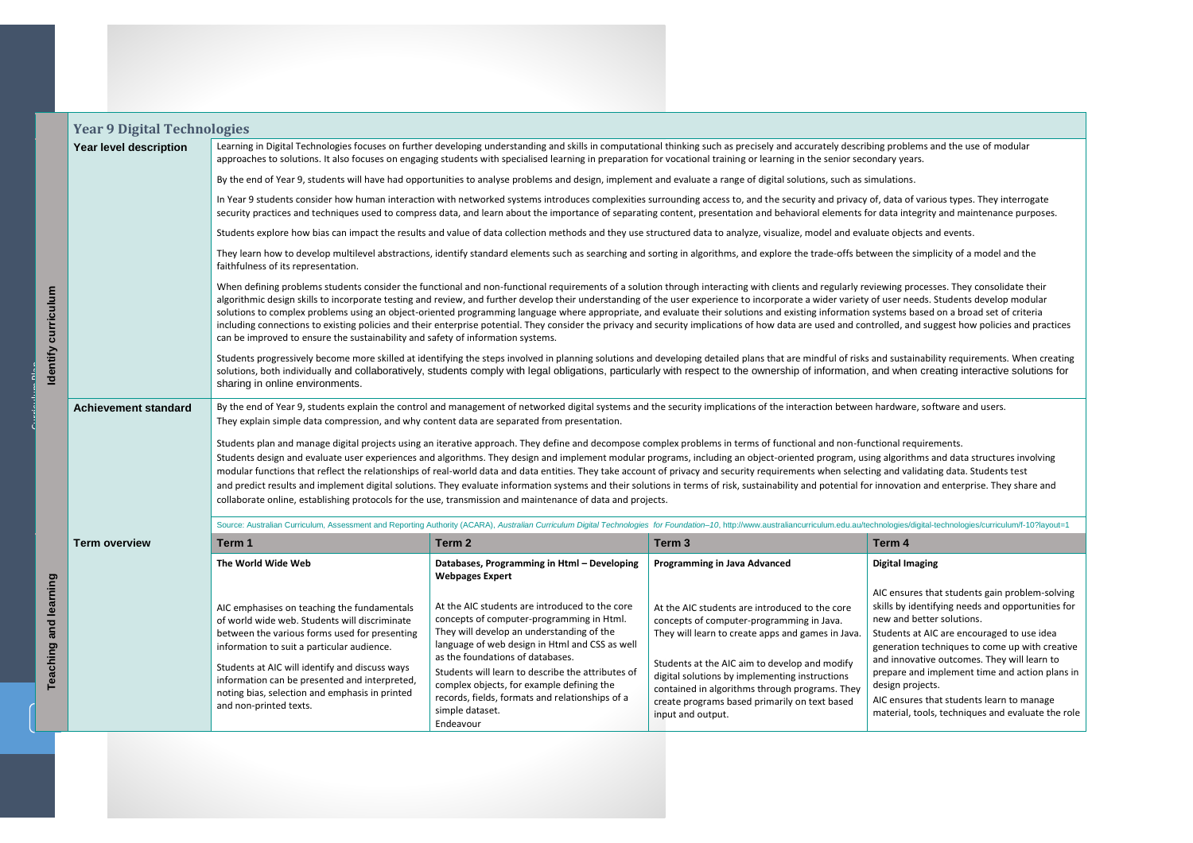## Year 9 Digital Technologies

**Identify curriculum**

**Year level description**

Learning in Digital Technologies focuses on further developing understanding and skills in computational thinking such as precisely and accurately describing problems and the use of modular approaches to solutions. It also focuses on engaging students with specialised learning in preparation for vocational training or learning in the senior secondary years.

By the end of Year 9, students will have had opportunities to analyse problems and design, implement and evaluate a range of digital solutions, such as simulations.

In Year 9 students consider how human interaction with networked systems introduces complexities surrounding access to, and the security and privacy of, data of various types. They interrogate security practices and techniques used to compress data, and learn about the importance of separating content, presentation and behavioral elements for data integrity and maintenance purposes.

Students explore how bias can impact the results and value of data collection methods and they use structured data to analyze, visualize, model and evaluate objects and events.

They learn how to develop multilevel abstractions, identify standard elements such as searching and sorting in algorithms, and explore the trade-offs between the simplicity of a model and the faithfulness of its representation.

When defining problems students consider the functional and non-functional requirements of a solution through interacting with clients and regularly reviewing processes. They consolidate their algorithmic design skills to incorporate testing and review, and further develop their understanding of the user experience to incorporate a wider variety of user needs. Students develop modular solutions to complex problems using an object-oriented programming language where appropriate, and evaluate their solutions and existing information systems based on a broad set of criteria including connections to existing policies and their enterprise potential. They consider the privacy and security implications of how data are used and controlled, and suggest how policies and practices can be improved to ensure the sustainability and safety of information systems.

Students progressively become more skilled at identifying the steps involved in planning solutions and developing detailed plans that are mindful of risks and sustainability requirements. When creating solutions, both individually and collaboratively, students comply with legal obligations, particularly with respect to the ownership of information, and when creating interactive solutions for sharing in online environments.

**Achievement standard**

By the end of Year 9, students explain the control and management of networked digital systems and the security implications of the interaction between hardware, software and users. They explain simple data compression, and why content data are separated from presentation.

Students plan and manage digital projects using an iterative approach. They define and decompose complex problems in terms of functional and non-functional requirements.
Students design and evaluate user experiences and algorithms. They design and implement modular programs, including an object-oriented program, using algorithms and data structures involving modular functions that reflect the relationships of real-world data and data entities. They take account of privacy and security requirements when selecting and validating data. Students test and predict results and implement digital solutions. They evaluate information systems and their solutions in terms of risk, sustainability and potential for innovation and enterprise. They share and collaborate online, establishing protocols for the use, transmission and maintenance of data and projects.

Source: Australian Curriculum, Assessment and Reporting Authority (ACARA), *Australian Curriculum Digital Technologies for Foundation–10*, http://www.australiancurriculum.edu.au/technologies/digital-technologies/curriculum/f-10?layout=1

**Teaching and learning**

**Term overview**

| Term 1 | Term 2 | Term 3 | Term 4 |
|---|---|---|---|
| **The World Wide Web**<br><br>AIC emphasises on teaching the fundamentals of world wide web. Students will discriminate between the various forms used for presenting information to suit a particular audience.<br><br>Students at AIC will identify and discuss ways information can be presented and interpreted, noting bias, selection and emphasis in printed and non-printed texts. | **Databases, Programming in Html – Developing Webpages Expert**<br><br>At the AIC students are introduced to the core concepts of computer-programming in Html. They will develop an understanding of the language of web design in Html and CSS as well as the foundations of databases.<br><br>Students will learn to describe the attributes of complex objects, for example defining the records, fields, formats and relationships of a simple dataset.<br>Endeavour | **Programming in Java Advanced**<br><br>At the AIC students are introduced to the core concepts of computer-programming in Java. They will learn to create apps and games in Java.<br><br>Students at the AIC aim to develop and modify digital solutions by implementing instructions contained in algorithms through programs. They create programs based primarily on text based input and output. | **Digital Imaging**<br><br>AIC ensures that students gain problem-solving skills by identifying needs and opportunities for new and better solutions.<br><br>Students at AIC are encouraged to use idea generation techniques to come up with creative and innovative outcomes. They will learn to prepare and implement time and action plans in design projects.<br><br>AIC ensures that students learn to manage material, tools, techniques and evaluate the role |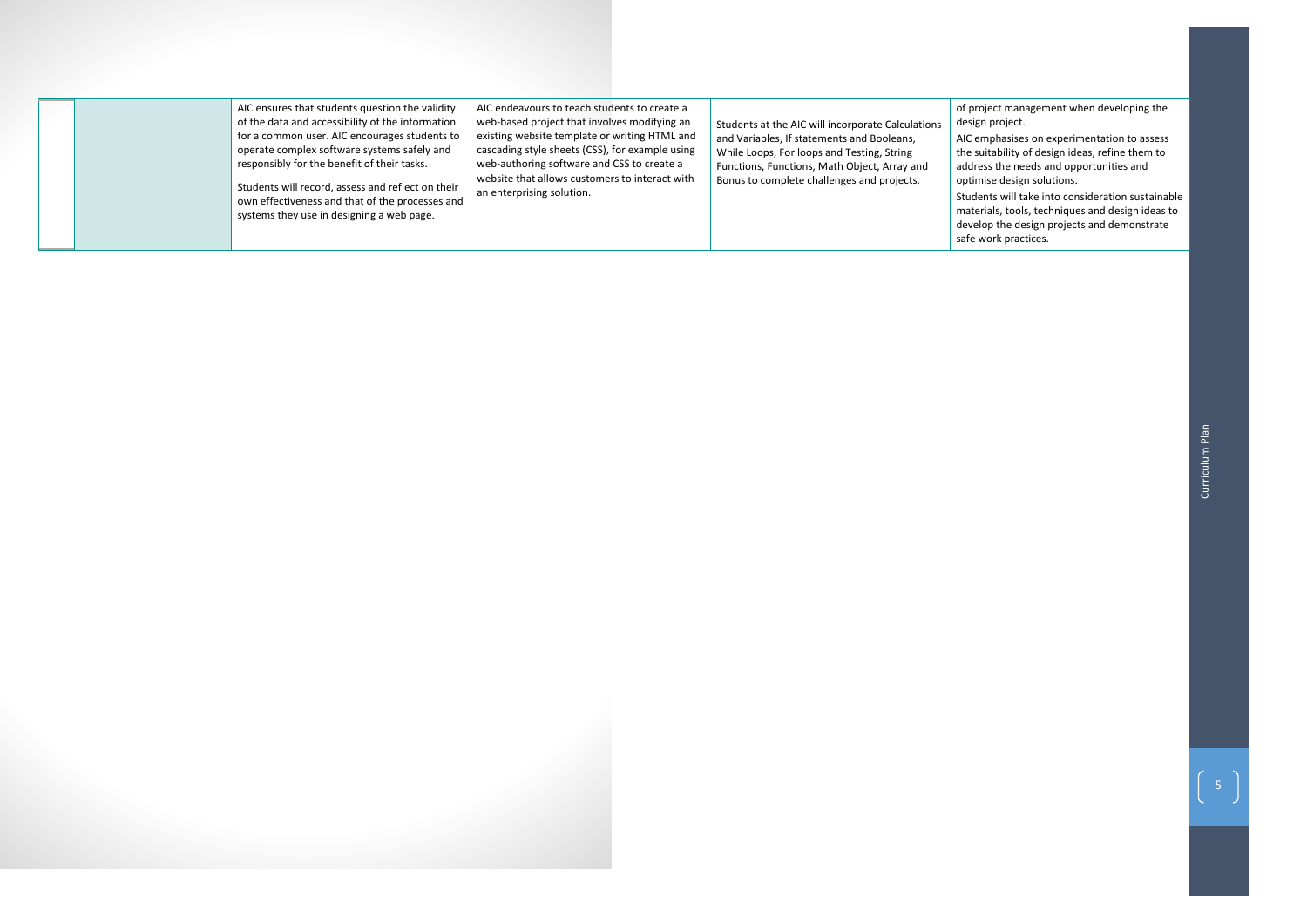|  |  | AIC ensures that students question the validity of the data and accessibility of the information for a common user. AIC encourages students to operate complex software systems safely and responsibly for the benefit of their tasks.<br><br>Students will record, assess and reflect on their own effectiveness and that of the processes and systems they use in designing a web page. | AIC endeavours to teach students to create a web-based project that involves modifying an existing website template or writing HTML and cascading style sheets (CSS), for example using web-authoring software and CSS to create a website that allows customers to interact with an enterprising solution. | Students at the AIC will incorporate Calculations and Variables, If statements and Booleans, While Loops, For loops and Testing, String Functions, Functions, Math Object, Array and Bonus to complete challenges and projects. | of project management when developing the design project.<br><br>AIC emphasises on experimentation to assess the suitability of design ideas, refine them to address the needs and opportunities and optimise design solutions.<br><br>Students will take into consideration sustainable materials, tools, techniques and design ideas to develop the design projects and demonstrate safe work practices. |
|---|---|---|---|---|---|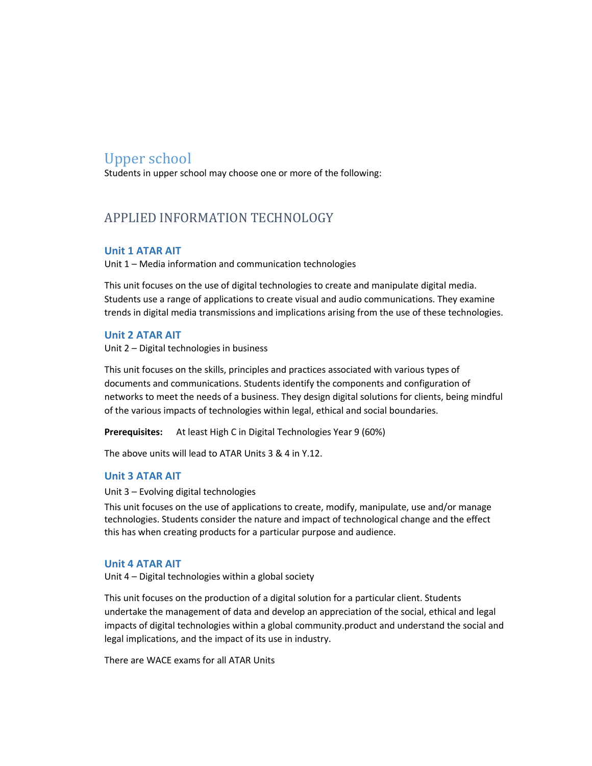# Upper school

Students in upper school may choose one or more of the following:

## APPLIED INFORMATION TECHNOLOGY

### Unit 1 ATAR AIT

Unit 1 – Media information and communication technologies

This unit focuses on the use of digital technologies to create and manipulate digital media. Students use a range of applications to create visual and audio communications. They examine trends in digital media transmissions and implications arising from the use of these technologies.

### Unit 2 ATAR AIT

Unit 2 – Digital technologies in business

This unit focuses on the skills, principles and practices associated with various types of documents and communications. Students identify the components and configuration of networks to meet the needs of a business. They design digital solutions for clients, being mindful of the various impacts of technologies within legal, ethical and social boundaries.

**Prerequisites:** At least High C in Digital Technologies Year 9 (60%)

The above units will lead to ATAR Units 3 & 4 in Y.12.

### Unit 3 ATAR AIT

Unit 3 – Evolving digital technologies

This unit focuses on the use of applications to create, modify, manipulate, use and/or manage technologies. Students consider the nature and impact of technological change and the effect this has when creating products for a particular purpose and audience.

### Unit 4 ATAR AIT

Unit 4 – Digital technologies within a global society

This unit focuses on the production of a digital solution for a particular client. Students undertake the management of data and develop an appreciation of the social, ethical and legal impacts of digital technologies within a global community.product and understand the social and legal implications, and the impact of its use in industry.

There are WACE exams for all ATAR Units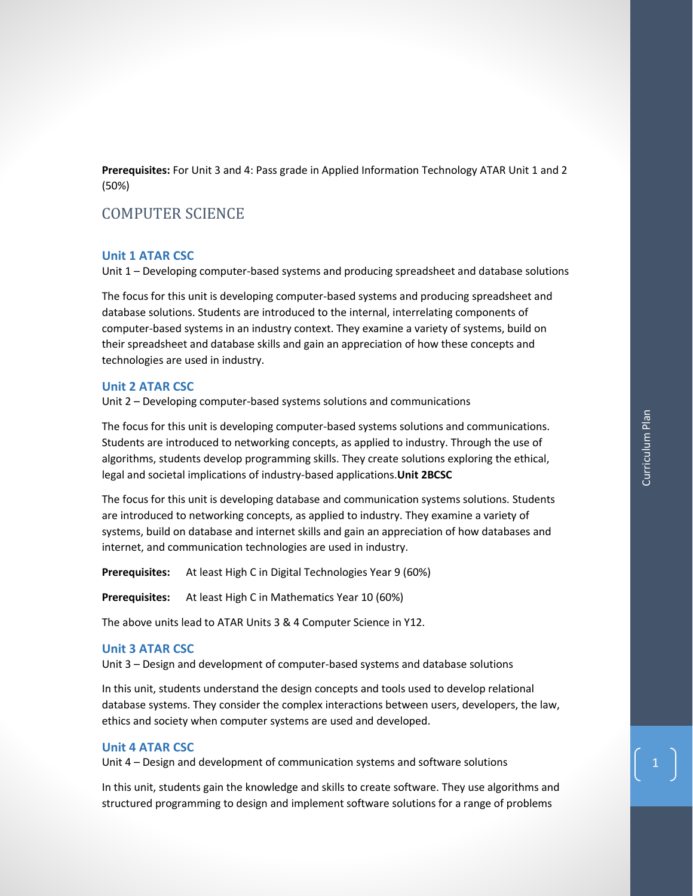**Prerequisites:** For Unit 3 and 4: Pass grade in Applied Information Technology ATAR Unit 1 and 2 (50%)

## COMPUTER SCIENCE

### Unit 1 ATAR CSC

Unit 1 – Developing computer-based systems and producing spreadsheet and database solutions

The focus for this unit is developing computer-based systems and producing spreadsheet and database solutions. Students are introduced to the internal, interrelating components of computer-based systems in an industry context. They examine a variety of systems, build on their spreadsheet and database skills and gain an appreciation of how these concepts and technologies are used in industry.

### Unit 2 ATAR CSC

Unit 2 – Developing computer-based systems solutions and communications

The focus for this unit is developing computer-based systems solutions and communications. Students are introduced to networking concepts, as applied to industry. Through the use of algorithms, students develop programming skills. They create solutions exploring the ethical, legal and societal implications of industry-based applications.**Unit 2BCSC**

The focus for this unit is developing database and communication systems solutions. Students are introduced to networking concepts, as applied to industry. They examine a variety of systems, build on database and internet skills and gain an appreciation of how databases and internet, and communication technologies are used in industry.

**Prerequisites:** At least High C in Digital Technologies Year 9 (60%)

**Prerequisites:** At least High C in Mathematics Year 10 (60%)

The above units lead to ATAR Units 3 & 4 Computer Science in Y12.

### Unit 3 ATAR CSC

Unit 3 – Design and development of computer-based systems and database solutions

In this unit, students understand the design concepts and tools used to develop relational database systems. They consider the complex interactions between users, developers, the law, ethics and society when computer systems are used and developed.

### Unit 4 ATAR CSC

Unit 4 – Design and development of communication systems and software solutions

In this unit, students gain the knowledge and skills to create software. They use algorithms and structured programming to design and implement software solutions for a range of problems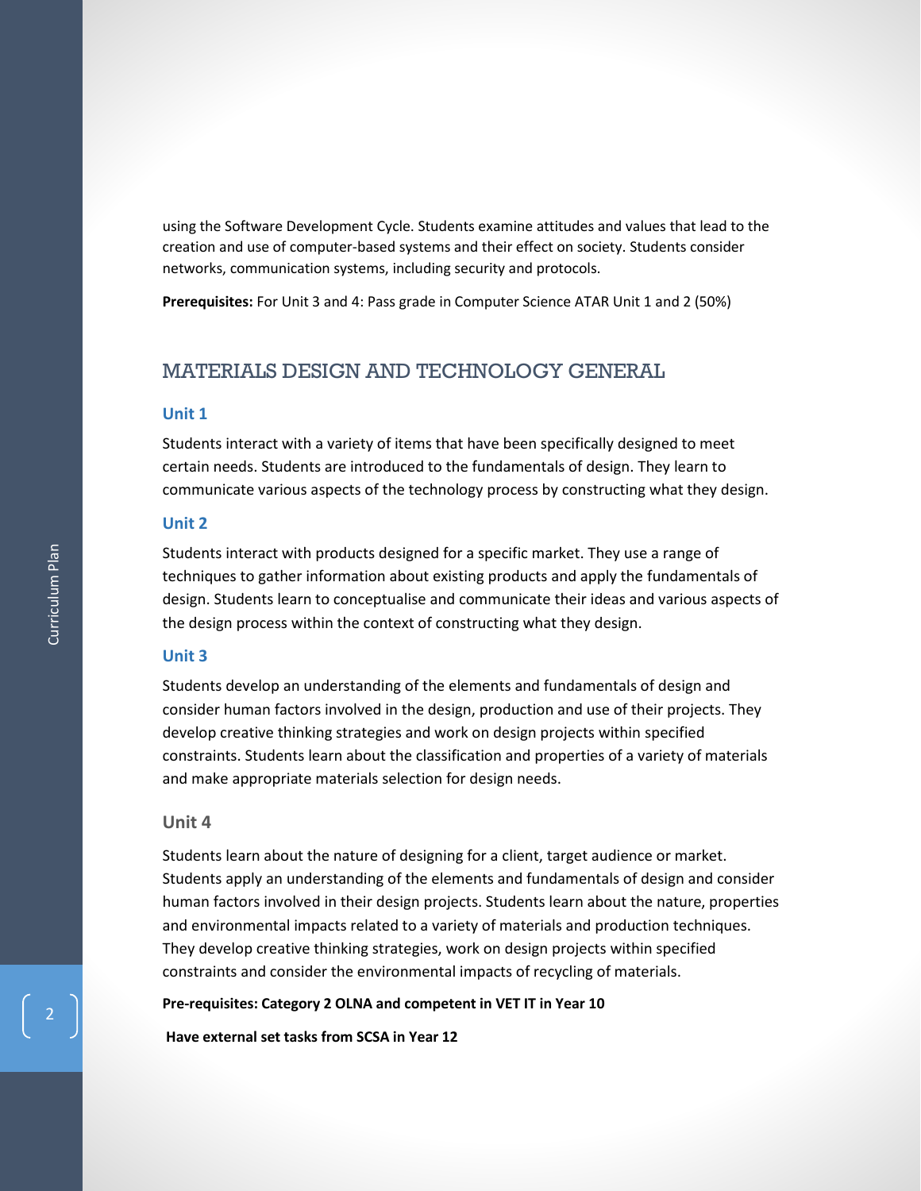using the Software Development Cycle. Students examine attitudes and values that lead to the creation and use of computer-based systems and their effect on society. Students consider networks, communication systems, including security and protocols.

**Prerequisites:** For Unit 3 and 4: Pass grade in Computer Science ATAR Unit 1 and 2 (50%)

## MATERIALS DESIGN AND TECHNOLOGY GENERAL

### Unit 1

Students interact with a variety of items that have been specifically designed to meet certain needs. Students are introduced to the fundamentals of design. They learn to communicate various aspects of the technology process by constructing what they design.

### Unit 2

Students interact with products designed for a specific market. They use a range of techniques to gather information about existing products and apply the fundamentals of design. Students learn to conceptualise and communicate their ideas and various aspects of the design process within the context of constructing what they design.

### Unit 3

Students develop an understanding of the elements and fundamentals of design and consider human factors involved in the design, production and use of their projects. They develop creative thinking strategies and work on design projects within specified constraints. Students learn about the classification and properties of a variety of materials and make appropriate materials selection for design needs.

### Unit 4

Students learn about the nature of designing for a client, target audience or market. Students apply an understanding of the elements and fundamentals of design and consider human factors involved in their design projects. Students learn about the nature, properties and environmental impacts related to a variety of materials and production techniques. They develop creative thinking strategies, work on design projects within specified constraints and consider the environmental impacts of recycling of materials.

**Pre-requisites: Category 2 OLNA and competent in VET IT in Year 10**

**Have external set tasks from SCSA in Year 12**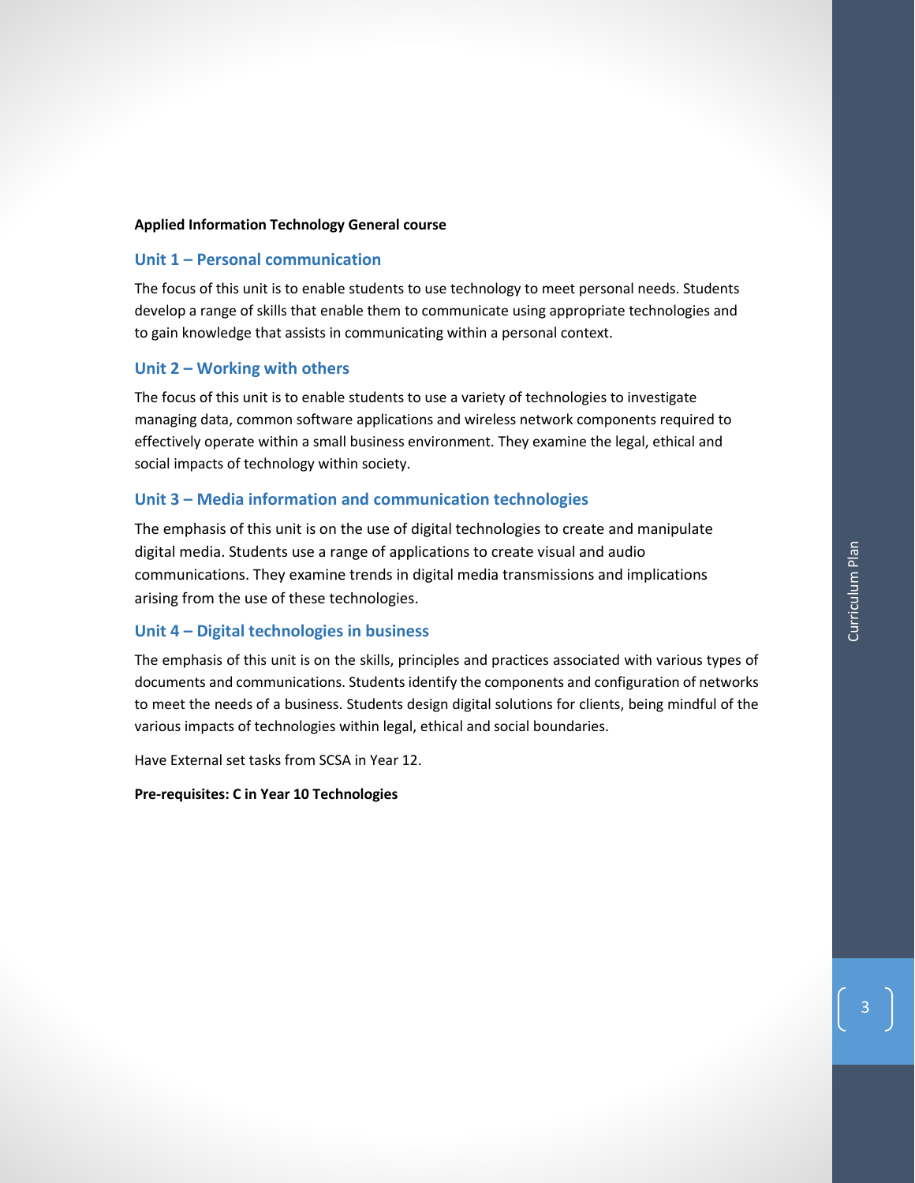**Applied Information Technology General course**

## Unit 1 – Personal communication

The focus of this unit is to enable students to use technology to meet personal needs. Students develop a range of skills that enable them to communicate using appropriate technologies and to gain knowledge that assists in communicating within a personal context.

## Unit 2 – Working with others

The focus of this unit is to enable students to use a variety of technologies to investigate managing data, common software applications and wireless network components required to effectively operate within a small business environment. They examine the legal, ethical and social impacts of technology within society.

## Unit 3 – Media information and communication technologies

The emphasis of this unit is on the use of digital technologies to create and manipulate digital media. Students use a range of applications to create visual and audio communications. They examine trends in digital media transmissions and implications arising from the use of these technologies.

## Unit 4 – Digital technologies in business

The emphasis of this unit is on the skills, principles and practices associated with various types of documents and communications. Students identify the components and configuration of networks to meet the needs of a business. Students design digital solutions for clients, being mindful of the various impacts of technologies within legal, ethical and social boundaries.

Have External set tasks from SCSA in Year 12.

**Pre-requisites: C in Year 10 Technologies**